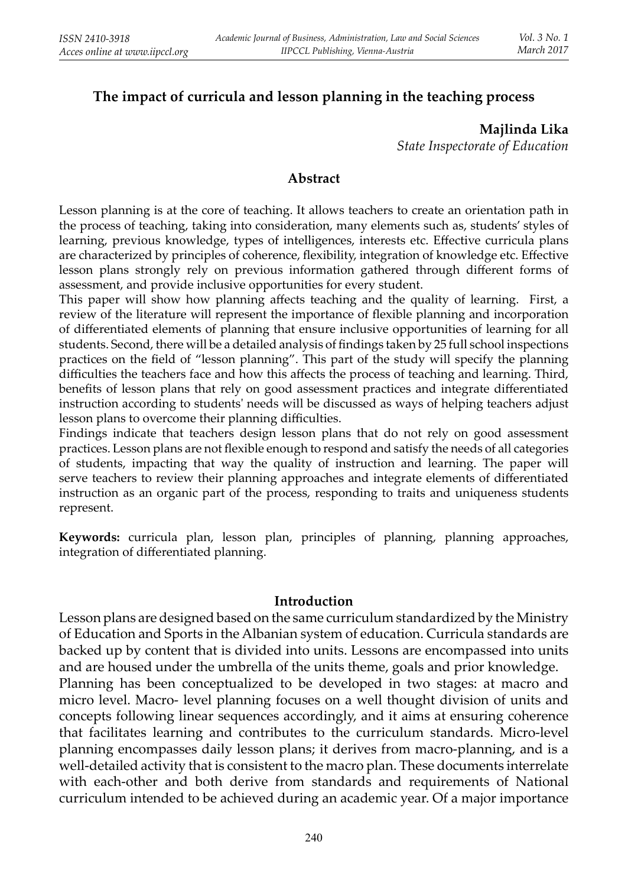# The impact of curricula and lesson planning in the teaching process

**Majlinda Lika**
*State Inspectorate of Education*

## Abstract

Lesson planning is at the core of teaching. It allows teachers to create an orientation path in the process of teaching, taking into consideration, many elements such as, students' styles of learning, previous knowledge, types of intelligences, interests etc. Effective curricula plans are characterized by principles of coherence, flexibility, integration of knowledge etc. Effective lesson plans strongly rely on previous information gathered through different forms of assessment, and provide inclusive opportunities for every student.

This paper will show how planning affects teaching and the quality of learning. First, a review of the literature will represent the importance of flexible planning and incorporation of differentiated elements of planning that ensure inclusive opportunities of learning for all students. Second, there will be a detailed analysis of findings taken by 25 full school inspections practices on the field of "lesson planning". This part of the study will specify the planning difficulties the teachers face and how this affects the process of teaching and learning. Third, benefits of lesson plans that rely on good assessment practices and integrate differentiated instruction according to students' needs will be discussed as ways of helping teachers adjust lesson plans to overcome their planning difficulties.

Findings indicate that teachers design lesson plans that do not rely on good assessment practices. Lesson plans are not flexible enough to respond and satisfy the needs of all categories of students, impacting that way the quality of instruction and learning. The paper will serve teachers to review their planning approaches and integrate elements of differentiated instruction as an organic part of the process, responding to traits and uniqueness students represent.

**Keywords:** curricula plan, lesson plan, principles of planning, planning approaches, integration of differentiated planning.

## Introduction

Lesson plans are designed based on the same curriculum standardized by the Ministry of Education and Sports in the Albanian system of education. Curricula standards are backed up by content that is divided into units. Lessons are encompassed into units and are housed under the umbrella of the units theme, goals and prior knowledge.

Planning has been conceptualized to be developed in two stages: at macro and micro level. Macro- level planning focuses on a well thought division of units and concepts following linear sequences accordingly, and it aims at ensuring coherence that facilitates learning and contributes to the curriculum standards. Micro-level planning encompasses daily lesson plans; it derives from macro-planning, and is a well-detailed activity that is consistent to the macro plan. These documents interrelate with each-other and both derive from standards and requirements of National curriculum intended to be achieved during an academic year. Of a major importance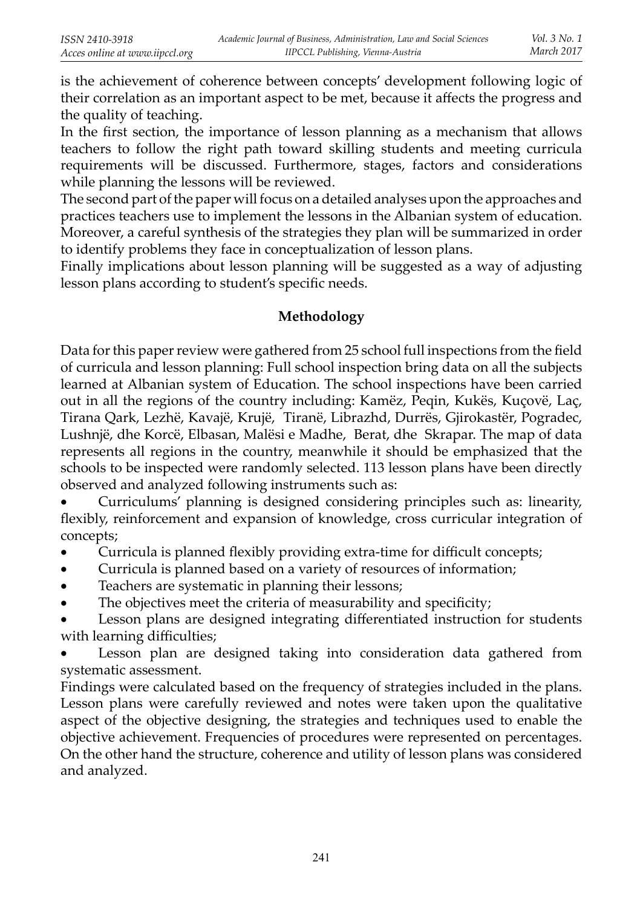is the achievement of coherence between concepts' development following logic of their correlation as an important aspect to be met, because it affects the progress and the quality of teaching.

In the first section, the importance of lesson planning as a mechanism that allows teachers to follow the right path toward skilling students and meeting curricula requirements will be discussed. Furthermore, stages, factors and considerations while planning the lessons will be reviewed.

The second part of the paper will focus on a detailed analyses upon the approaches and practices teachers use to implement the lessons in the Albanian system of education. Moreover, a careful synthesis of the strategies they plan will be summarized in order to identify problems they face in conceptualization of lesson plans.

Finally implications about lesson planning will be suggested as a way of adjusting lesson plans according to student's specific needs.

## Methodology

Data for this paper review were gathered from 25 school full inspections from the field of curricula and lesson planning: Full school inspection bring data on all the subjects learned at Albanian system of Education. The school inspections have been carried out in all the regions of the country including: Kamëz, Peqin, Kukës, Kuçovë, Laç, Tirana Qark, Lezhë, Kavajë, Krujë, Tiranë, Librazhd, Durrës, Gjirokastër, Pogradec, Lushnjë, dhe Korcë, Elbasan, Malësi e Madhe, Berat, dhe Skrapar. The map of data represents all regions in the country, meanwhile it should be emphasized that the schools to be inspected were randomly selected. 113 lesson plans have been directly observed and analyzed following instruments such as:

- Curriculums' planning is designed considering principles such as: linearity, flexibly, reinforcement and expansion of knowledge, cross curricular integration of concepts;
- Curricula is planned flexibly providing extra-time for difficult concepts;
- Curricula is planned based on a variety of resources of information;
- Teachers are systematic in planning their lessons;
- The objectives meet the criteria of measurability and specificity;
- Lesson plans are designed integrating differentiated instruction for students with learning difficulties;
- Lesson plan are designed taking into consideration data gathered from systematic assessment.

Findings were calculated based on the frequency of strategies included in the plans. Lesson plans were carefully reviewed and notes were taken upon the qualitative aspect of the objective designing, the strategies and techniques used to enable the objective achievement. Frequencies of procedures were represented on percentages. On the other hand the structure, coherence and utility of lesson plans was considered and analyzed.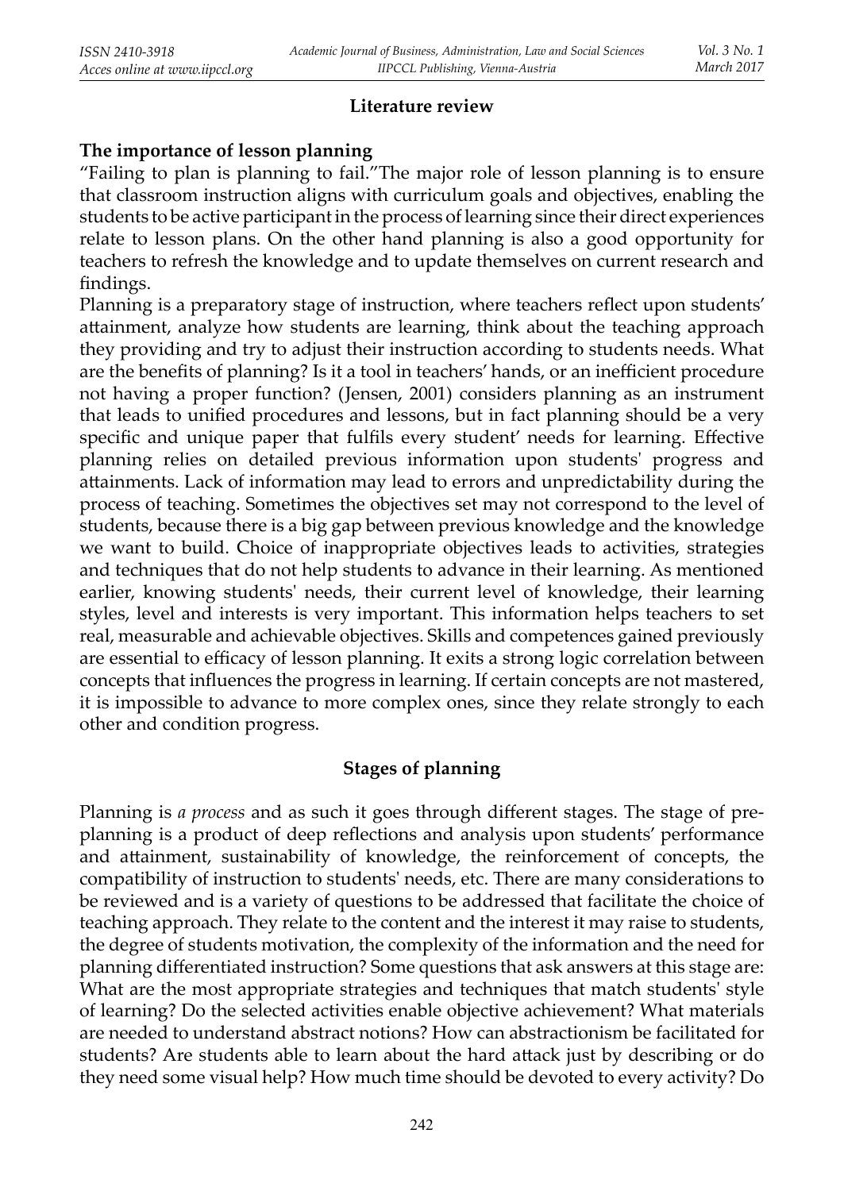## Literature review

### The importance of lesson planning

"Failing to plan is planning to fail."The major role of lesson planning is to ensure that classroom instruction aligns with curriculum goals and objectives, enabling the students to be active participant in the process of learning since their direct experiences relate to lesson plans. On the other hand planning is also a good opportunity for teachers to refresh the knowledge and to update themselves on current research and findings.

Planning is a preparatory stage of instruction, where teachers reflect upon students' attainment, analyze how students are learning, think about the teaching approach they providing and try to adjust their instruction according to students needs. What are the benefits of planning? Is it a tool in teachers' hands, or an inefficient procedure not having a proper function? (Jensen, 2001) considers planning as an instrument that leads to unified procedures and lessons, but in fact planning should be a very specific and unique paper that fulfils every student' needs for learning. Effective planning relies on detailed previous information upon students' progress and attainments. Lack of information may lead to errors and unpredictability during the process of teaching. Sometimes the objectives set may not correspond to the level of students, because there is a big gap between previous knowledge and the knowledge we want to build. Choice of inappropriate objectives leads to activities, strategies and techniques that do not help students to advance in their learning. As mentioned earlier, knowing students' needs, their current level of knowledge, their learning styles, level and interests is very important. This information helps teachers to set real, measurable and achievable objectives. Skills and competences gained previously are essential to efficacy of lesson planning. It exits a strong logic correlation between concepts that influences the progress in learning. If certain concepts are not mastered, it is impossible to advance to more complex ones, since they relate strongly to each other and condition progress.

### Stages of planning

Planning is *a process* and as such it goes through different stages. The stage of pre-planning is a product of deep reflections and analysis upon students' performance and attainment, sustainability of knowledge, the reinforcement of concepts, the compatibility of instruction to students' needs, etc. There are many considerations to be reviewed and is a variety of questions to be addressed that facilitate the choice of teaching approach. They relate to the content and the interest it may raise to students, the degree of students motivation, the complexity of the information and the need for planning differentiated instruction? Some questions that ask answers at this stage are: What are the most appropriate strategies and techniques that match students' style of learning? Do the selected activities enable objective achievement? What materials are needed to understand abstract notions? How can abstractionism be facilitated for students? Are students able to learn about the hard attack just by describing or do they need some visual help? How much time should be devoted to every activity? Do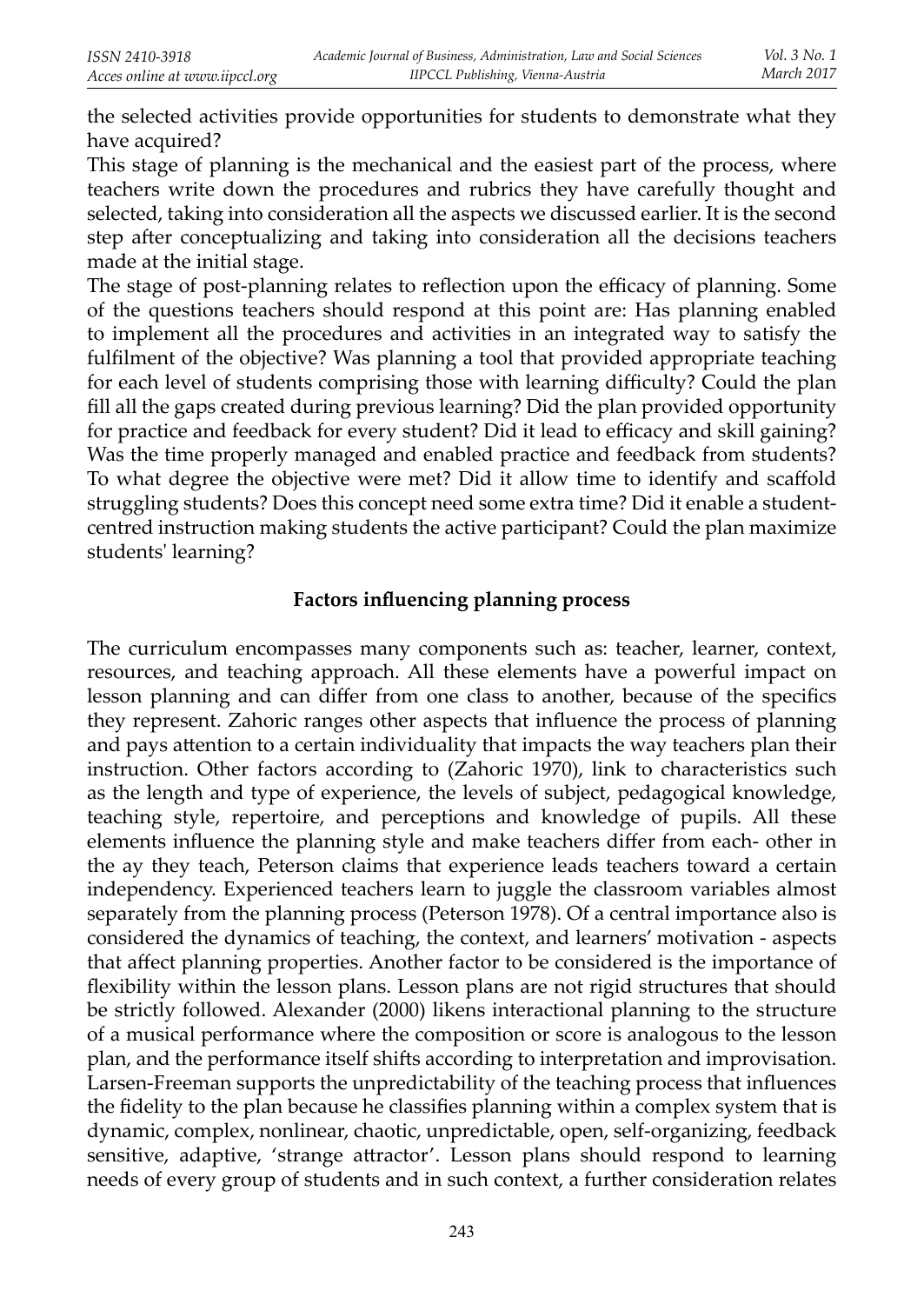the selected activities provide opportunities for students to demonstrate what they have acquired?

This stage of planning is the mechanical and the easiest part of the process, where teachers write down the procedures and rubrics they have carefully thought and selected, taking into consideration all the aspects we discussed earlier. It is the second step after conceptualizing and taking into consideration all the decisions teachers made at the initial stage.

The stage of post-planning relates to reflection upon the efficacy of planning. Some of the questions teachers should respond at this point are: Has planning enabled to implement all the procedures and activities in an integrated way to satisfy the fulfilment of the objective? Was planning a tool that provided appropriate teaching for each level of students comprising those with learning difficulty? Could the plan fill all the gaps created during previous learning? Did the plan provided opportunity for practice and feedback for every student? Did it lead to efficacy and skill gaining? Was the time properly managed and enabled practice and feedback from students? To what degree the objective were met? Did it allow time to identify and scaffold struggling students? Does this concept need some extra time? Did it enable a student-centred instruction making students the active participant? Could the plan maximize students' learning?

## Factors influencing planning process

The curriculum encompasses many components such as: teacher, learner, context, resources, and teaching approach. All these elements have a powerful impact on lesson planning and can differ from one class to another, because of the specifics they represent. Zahoric ranges other aspects that influence the process of planning and pays attention to a certain individuality that impacts the way teachers plan their instruction. Other factors according to (Zahoric 1970), link to characteristics such as the length and type of experience, the levels of subject, pedagogical knowledge, teaching style, repertoire, and perceptions and knowledge of pupils. All these elements influence the planning style and make teachers differ from each- other in the ay they teach, Peterson claims that experience leads teachers toward a certain independency. Experienced teachers learn to juggle the classroom variables almost separately from the planning process (Peterson 1978). Of a central importance also is considered the dynamics of teaching, the context, and learners' motivation - aspects that affect planning properties. Another factor to be considered is the importance of flexibility within the lesson plans. Lesson plans are not rigid structures that should be strictly followed. Alexander (2000) likens interactional planning to the structure of a musical performance where the composition or score is analogous to the lesson plan, and the performance itself shifts according to interpretation and improvisation. Larsen-Freeman supports the unpredictability of the teaching process that influences the fidelity to the plan because he classifies planning within a complex system that is dynamic, complex, nonlinear, chaotic, unpredictable, open, self-organizing, feedback sensitive, adaptive, 'strange attractor'. Lesson plans should respond to learning needs of every group of students and in such context, a further consideration relates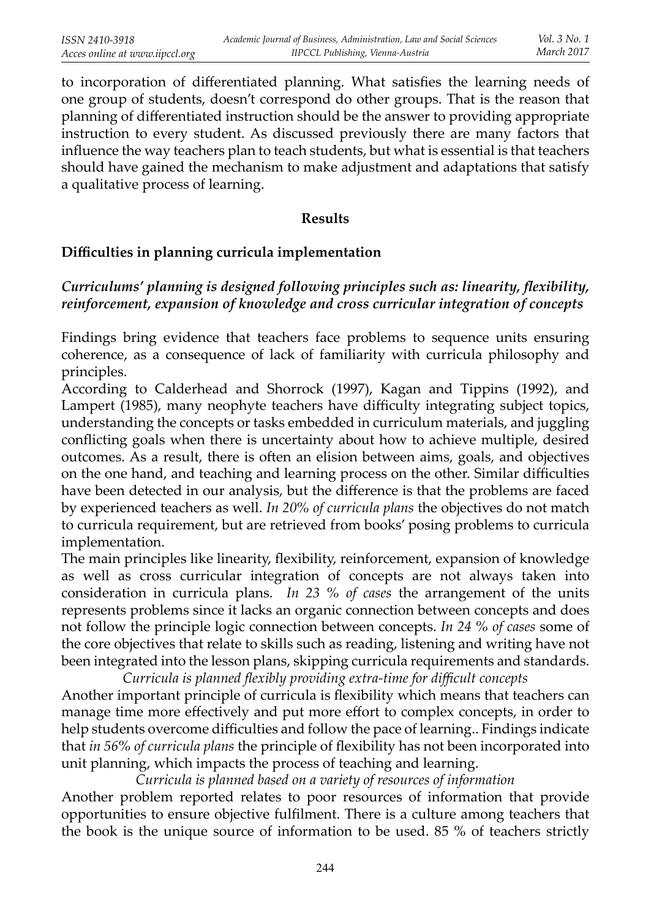to incorporation of differentiated planning. What satisfies the learning needs of one group of students, doesn't correspond do other groups. That is the reason that planning of differentiated instruction should be the answer to providing appropriate instruction to every student. As discussed previously there are many factors that influence the way teachers plan to teach students, but what is essential is that teachers should have gained the mechanism to make adjustment and adaptations that satisfy a qualitative process of learning.

## Results

### Difficulties in planning curricula implementation

#### *Curriculums' planning is designed following principles such as: linearity, flexibility, reinforcement, expansion of knowledge and cross curricular integration of concepts*

Findings bring evidence that teachers face problems to sequence units ensuring coherence, as a consequence of lack of familiarity with curricula philosophy and principles.

According to Calderhead and Shorrock (1997), Kagan and Tippins (1992), and Lampert (1985), many neophyte teachers have difficulty integrating subject topics, understanding the concepts or tasks embedded in curriculum materials, and juggling conflicting goals when there is uncertainty about how to achieve multiple, desired outcomes. As a result, there is often an elision between aims, goals, and objectives on the one hand, and teaching and learning process on the other. Similar difficulties have been detected in our analysis, but the difference is that the problems are faced by experienced teachers as well. *In 20% of curricula plans* the objectives do not match to curricula requirement, but are retrieved from books' posing problems to curricula implementation.

The main principles like linearity, flexibility, reinforcement, expansion of knowledge as well as cross curricular integration of concepts are not always taken into consideration in curricula plans. *In 23 % of cases* the arrangement of the units represents problems since it lacks an organic connection between concepts and does not follow the principle logic connection between concepts. *In 24 % of cases* some of the core objectives that relate to skills such as reading, listening and writing have not been integrated into the lesson plans, skipping curricula requirements and standards.

*Curricula is planned flexibly providing extra-time for difficult concepts*

Another important principle of curricula is flexibility which means that teachers can manage time more effectively and put more effort to complex concepts, in order to help students overcome difficulties and follow the pace of learning.. Findings indicate that *in 56% of curricula plans* the principle of flexibility has not been incorporated into unit planning, which impacts the process of teaching and learning.

*Curricula is planned based on a variety of resources of information*

Another problem reported relates to poor resources of information that provide opportunities to ensure objective fulfilment. There is a culture among teachers that the book is the unique source of information to be used. 85 % of teachers strictly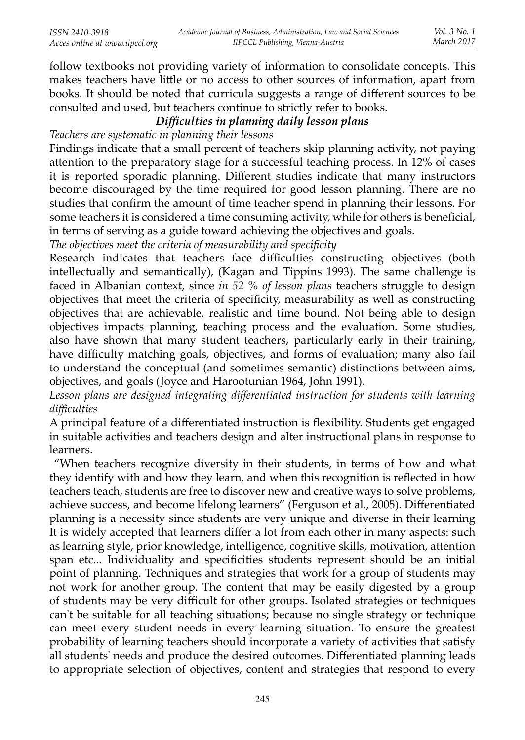follow textbooks not providing variety of information to consolidate concepts. This makes teachers have little or no access to other sources of information, apart from books. It should be noted that curricula suggests a range of different sources to be consulted and used, but teachers continue to strictly refer to books.

### *Difficulties in planning daily lesson plans*

*Teachers are systematic in planning their lessons*

Findings indicate that a small percent of teachers skip planning activity, not paying attention to the preparatory stage for a successful teaching process. In 12% of cases it is reported sporadic planning. Different studies indicate that many instructors become discouraged by the time required for good lesson planning. There are no studies that confirm the amount of time teacher spend in planning their lessons. For some teachers it is considered a time consuming activity, while for others is beneficial, in terms of serving as a guide toward achieving the objectives and goals.

*The objectives meet the criteria of measurability and specificity*

Research indicates that teachers face difficulties constructing objectives (both intellectually and semantically), (Kagan and Tippins 1993). The same challenge is faced in Albanian context, since *in 52 % of lesson plans* teachers struggle to design objectives that meet the criteria of specificity, measurability as well as constructing objectives that are achievable, realistic and time bound. Not being able to design objectives impacts planning, teaching process and the evaluation. Some studies, also have shown that many student teachers, particularly early in their training, have difficulty matching goals, objectives, and forms of evaluation; many also fail to understand the conceptual (and sometimes semantic) distinctions between aims, objectives, and goals (Joyce and Harootunian 1964, John 1991).

*Lesson plans are designed integrating differentiated instruction for students with learning difficulties*

A principal feature of a differentiated instruction is flexibility. Students get engaged in suitable activities and teachers design and alter instructional plans in response to learners.

"When teachers recognize diversity in their students, in terms of how and what they identify with and how they learn, and when this recognition is reflected in how teachers teach, students are free to discover new and creative ways to solve problems, achieve success, and become lifelong learners" (Ferguson et al., 2005). Differentiated planning is a necessity since students are very unique and diverse in their learning It is widely accepted that learners differ a lot from each other in many aspects: such as learning style, prior knowledge, intelligence, cognitive skills, motivation, attention span etc... Individuality and specificities students represent should be an initial point of planning. Techniques and strategies that work for a group of students may not work for another group. The content that may be easily digested by a group of students may be very difficult for other groups. Isolated strategies or techniques can't be suitable for all teaching situations; because no single strategy or technique can meet every student needs in every learning situation. To ensure the greatest probability of learning teachers should incorporate a variety of activities that satisfy all students' needs and produce the desired outcomes. Differentiated planning leads to appropriate selection of objectives, content and strategies that respond to every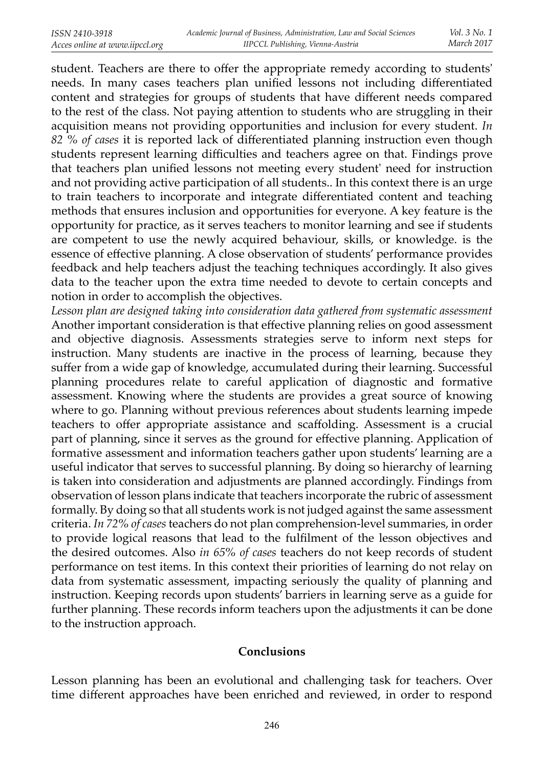student. Teachers are there to offer the appropriate remedy according to students' needs. In many cases teachers plan unified lessons not including differentiated content and strategies for groups of students that have different needs compared to the rest of the class. Not paying attention to students who are struggling in their acquisition means not providing opportunities and inclusion for every student. *In 82 % of cases* it is reported lack of differentiated planning instruction even though students represent learning difficulties and teachers agree on that. Findings prove that teachers plan unified lessons not meeting every student' need for instruction and not providing active participation of all students.. In this context there is an urge to train teachers to incorporate and integrate differentiated content and teaching methods that ensures inclusion and opportunities for everyone. A key feature is the opportunity for practice, as it serves teachers to monitor learning and see if students are competent to use the newly acquired behaviour, skills, or knowledge. is the essence of effective planning. A close observation of students' performance provides feedback and help teachers adjust the teaching techniques accordingly. It also gives data to the teacher upon the extra time needed to devote to certain concepts and notion in order to accomplish the objectives.

*Lesson plan are designed taking into consideration data gathered from systematic assessment*

Another important consideration is that effective planning relies on good assessment and objective diagnosis. Assessments strategies serve to inform next steps for instruction. Many students are inactive in the process of learning, because they suffer from a wide gap of knowledge, accumulated during their learning. Successful planning procedures relate to careful application of diagnostic and formative assessment. Knowing where the students are provides a great source of knowing where to go. Planning without previous references about students learning impede teachers to offer appropriate assistance and scaffolding. Assessment is a crucial part of planning, since it serves as the ground for effective planning. Application of formative assessment and information teachers gather upon students' learning are a useful indicator that serves to successful planning. By doing so hierarchy of learning is taken into consideration and adjustments are planned accordingly. Findings from observation of lesson plans indicate that teachers incorporate the rubric of assessment formally. By doing so that all students work is not judged against the same assessment criteria. *In 72% of cases* teachers do not plan comprehension-level summaries, in order to provide logical reasons that lead to the fulfilment of the lesson objectives and the desired outcomes. Also *in 65% of cases* teachers do not keep records of student performance on test items. In this context their priorities of learning do not relay on data from systematic assessment, impacting seriously the quality of planning and instruction. Keeping records upon students' barriers in learning serve as a guide for further planning. These records inform teachers upon the adjustments it can be done to the instruction approach.

## Conclusions

Lesson planning has been an evolutional and challenging task for teachers. Over time different approaches have been enriched and reviewed, in order to respond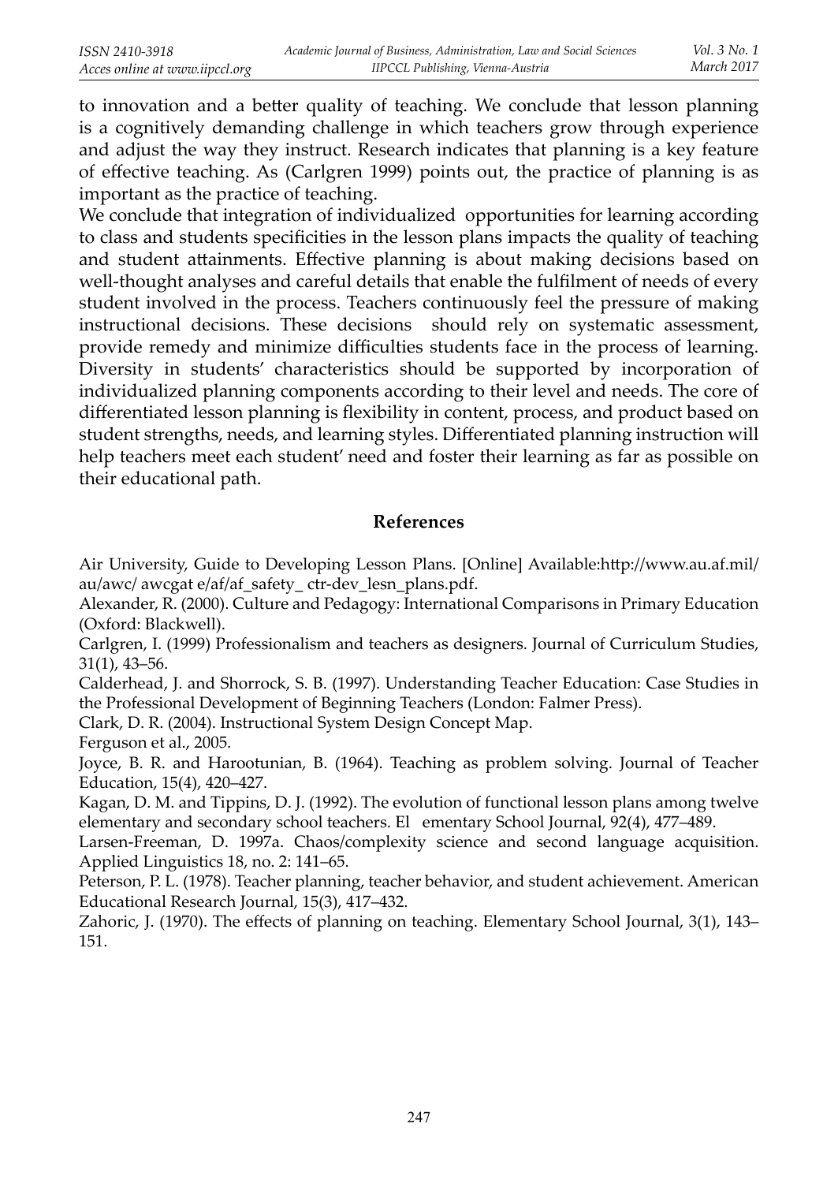to innovation and a better quality of teaching. We conclude that lesson planning is a cognitively demanding challenge in which teachers grow through experience and adjust the way they instruct. Research indicates that planning is a key feature of effective teaching. As (Carlgren 1999) points out, the practice of planning is as important as the practice of teaching.

We conclude that integration of individualized opportunities for learning according to class and students specificities in the lesson plans impacts the quality of teaching and student attainments. Effective planning is about making decisions based on well-thought analyses and careful details that enable the fulfilment of needs of every student involved in the process. Teachers continuously feel the pressure of making instructional decisions. These decisions should rely on systematic assessment, provide remedy and minimize difficulties students face in the process of learning. Diversity in students' characteristics should be supported by incorporation of individualized planning components according to their level and needs. The core of differentiated lesson planning is flexibility in content, process, and product based on student strengths, needs, and learning styles. Differentiated planning instruction will help teachers meet each student' need and foster their learning as far as possible on their educational path.

## References

Air University, Guide to Developing Lesson Plans. [Online] Available:http://www.au.af.mil/au/awc/ awcgat e/af/af_safety_ ctr-dev_lesn_plans.pdf.

Alexander, R. (2000). Culture and Pedagogy: International Comparisons in Primary Education (Oxford: Blackwell).

Carlgren, I. (1999) Professionalism and teachers as designers. Journal of Curriculum Studies, 31(1), 43–56.

Calderhead, J. and Shorrock, S. B. (1997). Understanding Teacher Education: Case Studies in the Professional Development of Beginning Teachers (London: Falmer Press).

Clark, D. R. (2004). Instructional System Design Concept Map.

Ferguson et al., 2005.

Joyce, B. R. and Harootunian, B. (1964). Teaching as problem solving. Journal of Teacher Education, 15(4), 420–427.

Kagan, D. M. and Tippins, D. J. (1992). The evolution of functional lesson plans among twelve elementary and secondary school teachers. El ementary School Journal, 92(4), 477–489.

Larsen-Freeman, D. 1997a. Chaos/complexity science and second language acquisition. Applied Linguistics 18, no. 2: 141–65.

Peterson, P. L. (1978). Teacher planning, teacher behavior, and student achievement. American Educational Research Journal, 15(3), 417–432.

Zahoric, J. (1970). The effects of planning on teaching. Elementary School Journal, 3(1), 143–151.